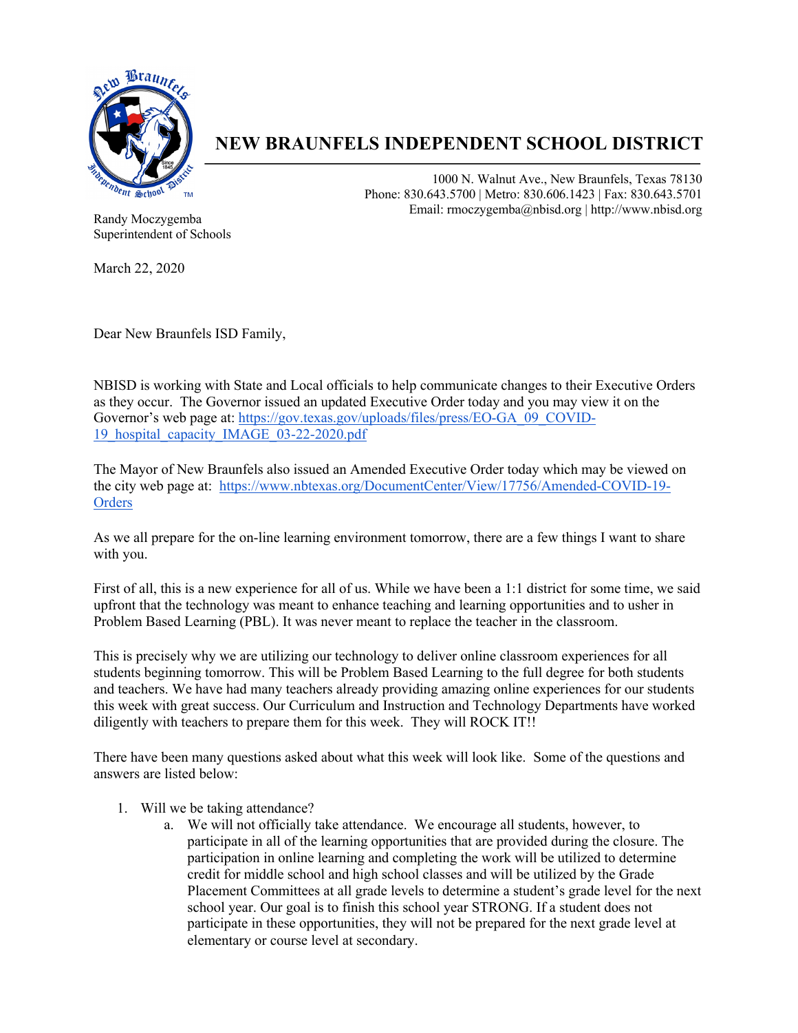# NEW BRAUNFELS INDEPENDENT SCHOOL DISTRICT

1000 N. Walnut Ave., New Braunfels, Texas 78130
Phone: 830.643.5700 | Metro: 830.606.1423 | Fax: 830.643.5701
Email: rmoczygemba@nbisd.org | http://www.nbisd.org

Randy Moczygemba
Superintendent of Schools

March 22, 2020

Dear New Braunfels ISD Family,

NBISD is working with State and Local officials to help communicate changes to their Executive Orders as they occur. The Governor issued an updated Executive Order today and you may view it on the Governor's web page at: [https://gov.texas.gov/uploads/files/press/EO-GA_09_COVID-19_hospital_capacity_IMAGE_03-22-2020.pdf](https://gov.texas.gov/uploads/files/press/EO-GA_09_COVID-19_hospital_capacity_IMAGE_03-22-2020.pdf)

The Mayor of New Braunfels also issued an Amended Executive Order today which may be viewed on the city web page at: [https://www.nbtexas.org/DocumentCenter/View/17756/Amended-COVID-19-Orders](https://www.nbtexas.org/DocumentCenter/View/17756/Amended-COVID-19-Orders)

As we all prepare for the on-line learning environment tomorrow, there are a few things I want to share with you.

First of all, this is a new experience for all of us. While we have been a 1:1 district for some time, we said upfront that the technology was meant to enhance teaching and learning opportunities and to usher in Problem Based Learning (PBL). It was never meant to replace the teacher in the classroom.

This is precisely why we are utilizing our technology to deliver online classroom experiences for all students beginning tomorrow. This will be Problem Based Learning to the full degree for both students and teachers. We have had many teachers already providing amazing online experiences for our students this week with great success. Our Curriculum and Instruction and Technology Departments have worked diligently with teachers to prepare them for this week. They will ROCK IT!!

There have been many questions asked about what this week will look like. Some of the questions and answers are listed below:

1. Will we be taking attendance?
   a. We will not officially take attendance. We encourage all students, however, to participate in all of the learning opportunities that are provided during the closure. The participation in online learning and completing the work will be utilized to determine credit for middle school and high school classes and will be utilized by the Grade Placement Committees at all grade levels to determine a student's grade level for the next school year. Our goal is to finish this school year STRONG. If a student does not participate in these opportunities, they will not be prepared for the next grade level at elementary or course level at secondary.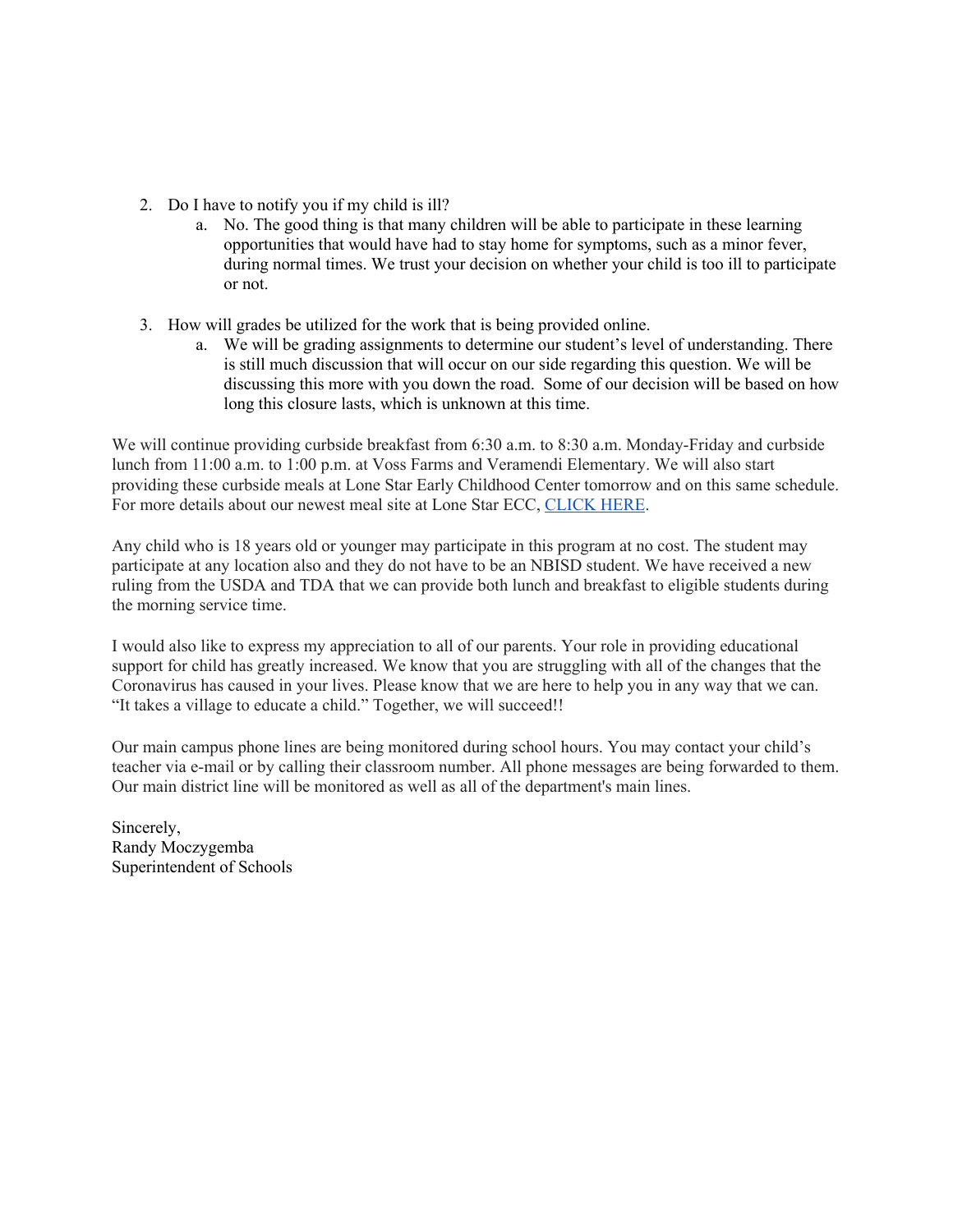2. Do I have to notify you if my child is ill?
    a. No. The good thing is that many children will be able to participate in these learning opportunities that would have had to stay home for symptoms, such as a minor fever, during normal times. We trust your decision on whether your child is too ill to participate or not.

3. How will grades be utilized for the work that is being provided online.
    a. We will be grading assignments to determine our student's level of understanding. There is still much discussion that will occur on our side regarding this question. We will be discussing this more with you down the road. Some of our decision will be based on how long this closure lasts, which is unknown at this time.

We will continue providing curbside breakfast from 6:30 a.m. to 8:30 a.m. Monday-Friday and curbside lunch from 11:00 a.m. to 1:00 p.m. at Voss Farms and Veramendi Elementary. We will also start providing these curbside meals at Lone Star Early Childhood Center tomorrow and on this same schedule. For more details about our newest meal site at Lone Star ECC, CLICK HERE.

Any child who is 18 years old or younger may participate in this program at no cost. The student may participate at any location also and they do not have to be an NBISD student. We have received a new ruling from the USDA and TDA that we can provide both lunch and breakfast to eligible students during the morning service time.

I would also like to express my appreciation to all of our parents. Your role in providing educational support for child has greatly increased. We know that you are struggling with all of the changes that the Coronavirus has caused in your lives. Please know that we are here to help you in any way that we can. "It takes a village to educate a child." Together, we will succeed!!

Our main campus phone lines are being monitored during school hours. You may contact your child's teacher via e-mail or by calling their classroom number. All phone messages are being forwarded to them. Our main district line will be monitored as well as all of the department's main lines.

Sincerely,
Randy Moczygemba
Superintendent of Schools